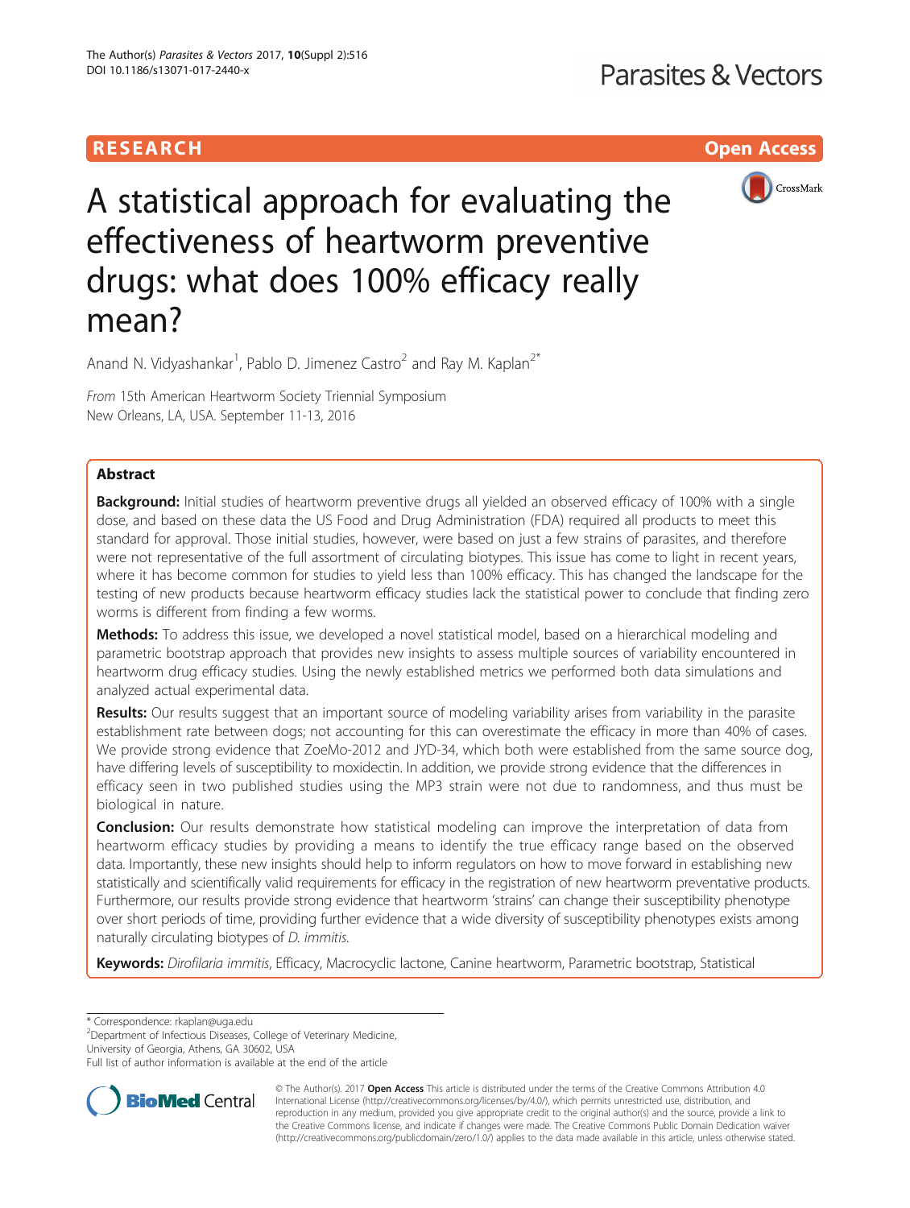RESEARCH

Open Access

# A statistical approach for evaluating the effectiveness of heartworm preventive drugs: what does 100% efficacy really mean?

Anand N. Vidyashankar[1], Pablo D. Jimenez Castro[2] and Ray M. Kaplan[2*]

*From* 15th American Heartworm Society Triennial Symposium
New Orleans, LA, USA. September 11-13, 2016

## Abstract

**Background:** Initial studies of heartworm preventive drugs all yielded an observed efficacy of 100% with a single dose, and based on these data the US Food and Drug Administration (FDA) required all products to meet this standard for approval. Those initial studies, however, were based on just a few strains of parasites, and therefore were not representative of the full assortment of circulating biotypes. This issue has come to light in recent years, where it has become common for studies to yield less than 100% efficacy. This has changed the landscape for the testing of new products because heartworm efficacy studies lack the statistical power to conclude that finding zero worms is different from finding a few worms.

**Methods:** To address this issue, we developed a novel statistical model, based on a hierarchical modeling and parametric bootstrap approach that provides new insights to assess multiple sources of variability encountered in heartworm drug efficacy studies. Using the newly established metrics we performed both data simulations and analyzed actual experimental data.

**Results:** Our results suggest that an important source of modeling variability arises from variability in the parasite establishment rate between dogs; not accounting for this can overestimate the efficacy in more than 40% of cases. We provide strong evidence that ZoeMo-2012 and JYD-34, which both were established from the same source dog, have differing levels of susceptibility to moxidectin. In addition, we provide strong evidence that the differences in efficacy seen in two published studies using the MP3 strain were not due to randomness, and thus must be biological in nature.

**Conclusion:** Our results demonstrate how statistical modeling can improve the interpretation of data from heartworm efficacy studies by providing a means to identify the true efficacy range based on the observed data. Importantly, these new insights should help to inform regulators on how to move forward in establishing new statistically and scientifically valid requirements for efficacy in the registration of new heartworm preventative products. Furthermore, our results provide strong evidence that heartworm 'strains' can change their susceptibility phenotype over short periods of time, providing further evidence that a wide diversity of susceptibility phenotypes exists among naturally circulating biotypes of *D. immitis*.

**Keywords:** *Dirofilaria immitis*, Efficacy, Macrocyclic lactone, Canine heartworm, Parametric bootstrap, Statistical

\* Correspondence: rkaplan@uga.edu
[2]Department of Infectious Diseases, College of Veterinary Medicine, University of Georgia, Athens, GA 30602, USA
Full list of author information is available at the end of the article

© The Author(s). 2017 **Open Access** This article is distributed under the terms of the Creative Commons Attribution 4.0 International License (http://creativecommons.org/licenses/by/4.0/), which permits unrestricted use, distribution, and reproduction in any medium, provided you give appropriate credit to the original author(s) and the source, provide a link to the Creative Commons license, and indicate if changes were made. The Creative Commons Public Domain Dedication waiver (http://creativecommons.org/publicdomain/zero/1.0/) applies to the data made available in this article, unless otherwise stated.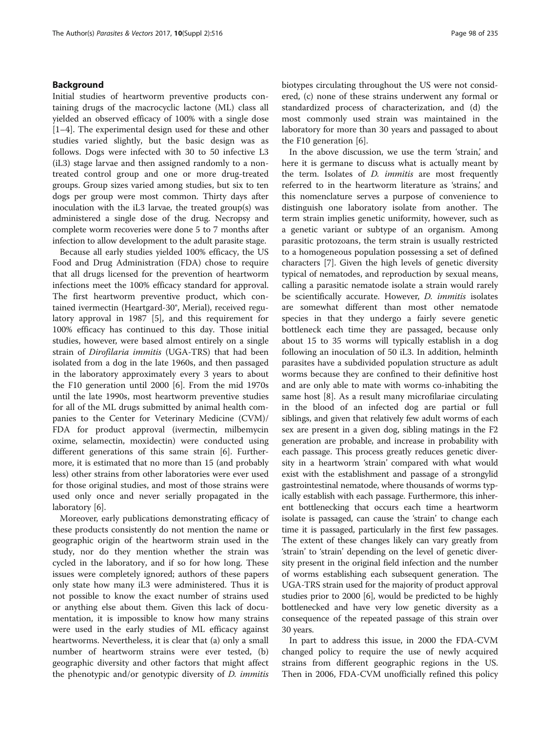## Background

Initial studies of heartworm preventive products containing drugs of the macrocyclic lactone (ML) class all yielded an observed efficacy of 100% with a single dose [1–4]. The experimental design used for these and other studies varied slightly, but the basic design was as follows. Dogs were infected with 30 to 50 infective L3 (iL3) stage larvae and then assigned randomly to a non-treated control group and one or more drug-treated groups. Group sizes varied among studies, but six to ten dogs per group were most common. Thirty days after inoculation with the iL3 larvae, the treated group(s) was administered a single dose of the drug. Necropsy and complete worm recoveries were done 5 to 7 months after infection to allow development to the adult parasite stage.

Because all early studies yielded 100% efficacy, the US Food and Drug Administration (FDA) chose to require that all drugs licensed for the prevention of heartworm infections meet the 100% efficacy standard for approval. The first heartworm preventive product, which contained ivermectin (Heartgard-30®, Merial), received regulatory approval in 1987 [5], and this requirement for 100% efficacy has continued to this day. Those initial studies, however, were based almost entirely on a single strain of *Dirofilaria immitis* (UGA-TRS) that had been isolated from a dog in the late 1960s, and then passaged in the laboratory approximately every 3 years to about the F10 generation until 2000 [6]. From the mid 1970s until the late 1990s, most heartworm preventive studies for all of the ML drugs submitted by animal health companies to the Center for Veterinary Medicine (CVM)/FDA for product approval (ivermectin, milbemycin oxime, selamectin, moxidectin) were conducted using different generations of this same strain [6]. Furthermore, it is estimated that no more than 15 (and probably less) other strains from other laboratories were ever used for those original studies, and most of those strains were used only once and never serially propagated in the laboratory [6].

Moreover, early publications demonstrating efficacy of these products consistently do not mention the name or geographic origin of the heartworm strain used in the study, nor do they mention whether the strain was cycled in the laboratory, and if so for how long. These issues were completely ignored; authors of these papers only state how many iL3 were administered. Thus it is not possible to know the exact number of strains used or anything else about them. Given this lack of documentation, it is impossible to know how many strains were used in the early studies of ML efficacy against heartworms. Nevertheless, it is clear that (a) only a small number of heartworm strains were ever tested, (b) geographic diversity and other factors that might affect the phenotypic and/or genotypic diversity of *D. immitis* biotypes circulating throughout the US were not considered, (c) none of these strains underwent any formal or standardized process of characterization, and (d) the most commonly used strain was maintained in the laboratory for more than 30 years and passaged to about the F10 generation [6].

In the above discussion, we use the term 'strain,' and here it is germane to discuss what is actually meant by the term. Isolates of *D. immitis* are most frequently referred to in the heartworm literature as 'strains,' and this nomenclature serves a purpose of convenience to distinguish one laboratory isolate from another. The term strain implies genetic uniformity, however, such as a genetic variant or subtype of an organism. Among parasitic protozoans, the term strain is usually restricted to a homogeneous population possessing a set of defined characters [7]. Given the high levels of genetic diversity typical of nematodes, and reproduction by sexual means, calling a parasitic nematode isolate a strain would rarely be scientifically accurate. However, *D. immitis* isolates are somewhat different than most other nematode species in that they undergo a fairly severe genetic bottleneck each time they are passaged, because only about 15 to 35 worms will typically establish in a dog following an inoculation of 50 iL3. In addition, helminth parasites have a subdivided population structure as adult worms because they are confined to their definitive host and are only able to mate with worms co-inhabiting the same host [8]. As a result many microfilariae circulating in the blood of an infected dog are partial or full siblings, and given that relatively few adult worms of each sex are present in a given dog, sibling matings in the F2 generation are probable, and increase in probability with each passage. This process greatly reduces genetic diversity in a heartworm 'strain' compared with what would exist with the establishment and passage of a strongylid gastrointestinal nematode, where thousands of worms typically establish with each passage. Furthermore, this inherent bottlenecking that occurs each time a heartworm isolate is passaged, can cause the 'strain' to change each time it is passaged, particularly in the first few passages. The extent of these changes likely can vary greatly from 'strain' to 'strain' depending on the level of genetic diversity present in the original field infection and the number of worms establishing each subsequent generation. The UGA-TRS strain used for the majority of product approval studies prior to 2000 [6], would be predicted to be highly bottlenecked and have very low genetic diversity as a consequence of the repeated passage of this strain over 30 years.

In part to address this issue, in 2000 the FDA-CVM changed policy to require the use of newly acquired strains from different geographic regions in the US. Then in 2006, FDA-CVM unofficially refined this policy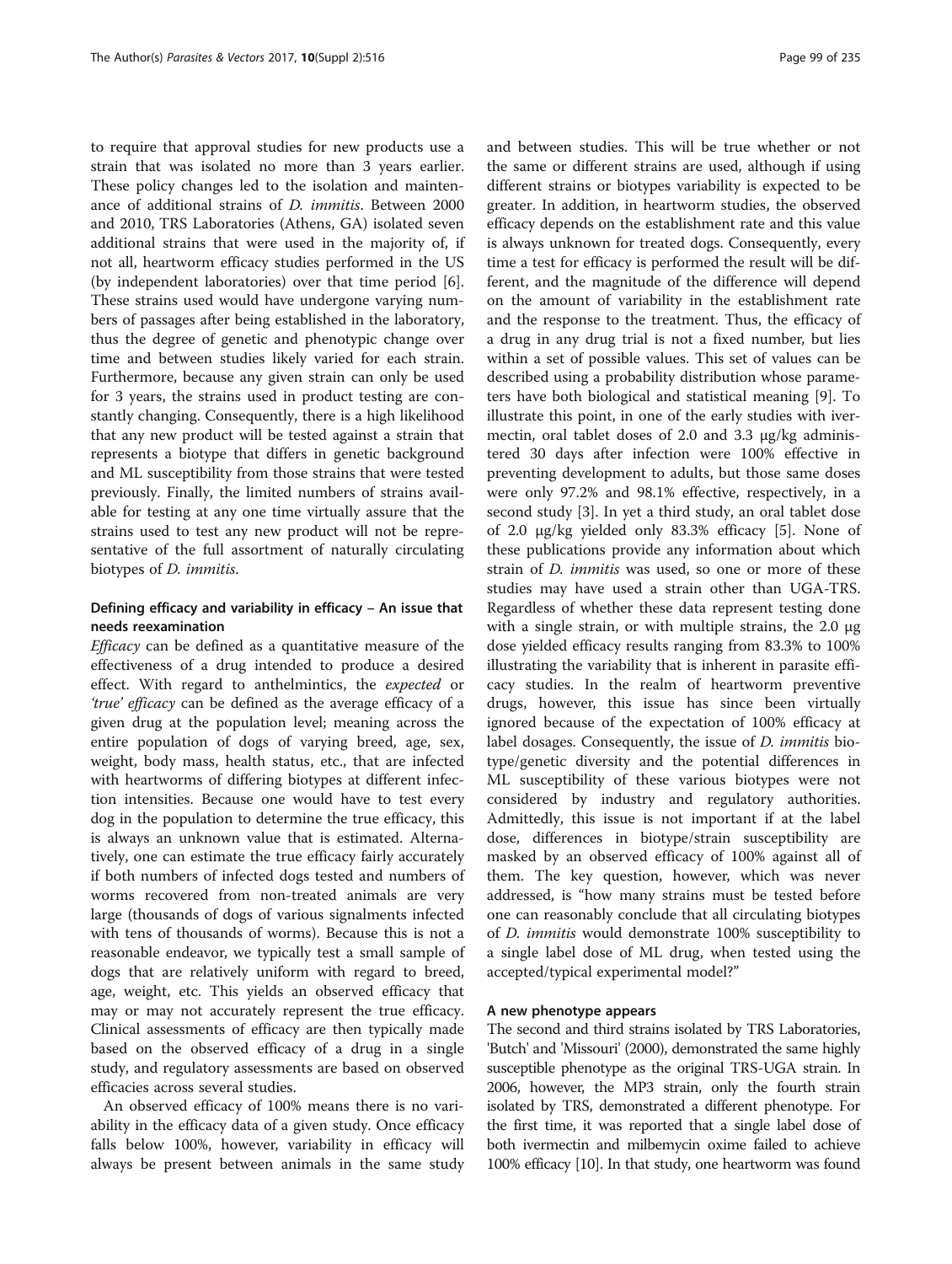to require that approval studies for new products use a strain that was isolated no more than 3 years earlier. These policy changes led to the isolation and maintenance of additional strains of *D. immitis*. Between 2000 and 2010, TRS Laboratories (Athens, GA) isolated seven additional strains that were used in the majority of, if not all, heartworm efficacy studies performed in the US (by independent laboratories) over that time period [6]. These strains used would have undergone varying numbers of passages after being established in the laboratory, thus the degree of genetic and phenotypic change over time and between studies likely varied for each strain. Furthermore, because any given strain can only be used for 3 years, the strains used in product testing are constantly changing. Consequently, there is a high likelihood that any new product will be tested against a strain that represents a biotype that differs in genetic background and ML susceptibility from those strains that were tested previously. Finally, the limited numbers of strains available for testing at any one time virtually assure that the strains used to test any new product will not be representative of the full assortment of naturally circulating biotypes of *D. immitis*.

### Defining efficacy and variability in efficacy – An issue that needs reexamination

*Efficacy* can be defined as a quantitative measure of the effectiveness of a drug intended to produce a desired effect. With regard to anthelmintics, the *expected* or *'true' efficacy* can be defined as the average efficacy of a given drug at the population level; meaning across the entire population of dogs of varying breed, age, sex, weight, body mass, health status, etc., that are infected with heartworms of differing biotypes at different infection intensities. Because one would have to test every dog in the population to determine the true efficacy, this is always an unknown value that is estimated. Alternatively, one can estimate the true efficacy fairly accurately if both numbers of infected dogs tested and numbers of worms recovered from non-treated animals are very large (thousands of dogs of various signalments infected with tens of thousands of worms). Because this is not a reasonable endeavor, we typically test a small sample of dogs that are relatively uniform with regard to breed, age, weight, etc. This yields an observed efficacy that may or may not accurately represent the true efficacy. Clinical assessments of efficacy are then typically made based on the observed efficacy of a drug in a single study, and regulatory assessments are based on observed efficacies across several studies.

An observed efficacy of 100% means there is no variability in the efficacy data of a given study. Once efficacy falls below 100%, however, variability in efficacy will always be present between animals in the same study and between studies. This will be true whether or not the same or different strains are used, although if using different strains or biotypes variability is expected to be greater. In addition, in heartworm studies, the observed efficacy depends on the establishment rate and this value is always unknown for treated dogs. Consequently, every time a test for efficacy is performed the result will be different, and the magnitude of the difference will depend on the amount of variability in the establishment rate and the response to the treatment. Thus, the efficacy of a drug in any drug trial is not a fixed number, but lies within a set of possible values. This set of values can be described using a probability distribution whose parameters have both biological and statistical meaning [9]. To illustrate this point, in one of the early studies with ivermectin, oral tablet doses of 2.0 and 3.3 μg/kg administered 30 days after infection were 100% effective in preventing development to adults, but those same doses were only 97.2% and 98.1% effective, respectively, in a second study [3]. In yet a third study, an oral tablet dose of 2.0 μg/kg yielded only 83.3% efficacy [5]. None of these publications provide any information about which strain of *D. immitis* was used, so one or more of these studies may have used a strain other than UGA-TRS. Regardless of whether these data represent testing done with a single strain, or with multiple strains, the 2.0 μg dose yielded efficacy results ranging from 83.3% to 100% illustrating the variability that is inherent in parasite efficacy studies. In the realm of heartworm preventive drugs, however, this issue has since been virtually ignored because of the expectation of 100% efficacy at label dosages. Consequently, the issue of *D. immitis* biotype/genetic diversity and the potential differences in ML susceptibility of these various biotypes were not considered by industry and regulatory authorities. Admittedly, this issue is not important if at the label dose, differences in biotype/strain susceptibility are masked by an observed efficacy of 100% against all of them. The key question, however, which was never addressed, is "how many strains must be tested before one can reasonably conclude that all circulating biotypes of *D. immitis* would demonstrate 100% susceptibility to a single label dose of ML drug, when tested using the accepted/typical experimental model?"

### A new phenotype appears

The second and third strains isolated by TRS Laboratories, 'Butch' and 'Missouri' (2000), demonstrated the same highly susceptible phenotype as the original TRS-UGA strain. In 2006, however, the MP3 strain, only the fourth strain isolated by TRS, demonstrated a different phenotype. For the first time, it was reported that a single label dose of both ivermectin and milbemycin oxime failed to achieve 100% efficacy [10]. In that study, one heartworm was found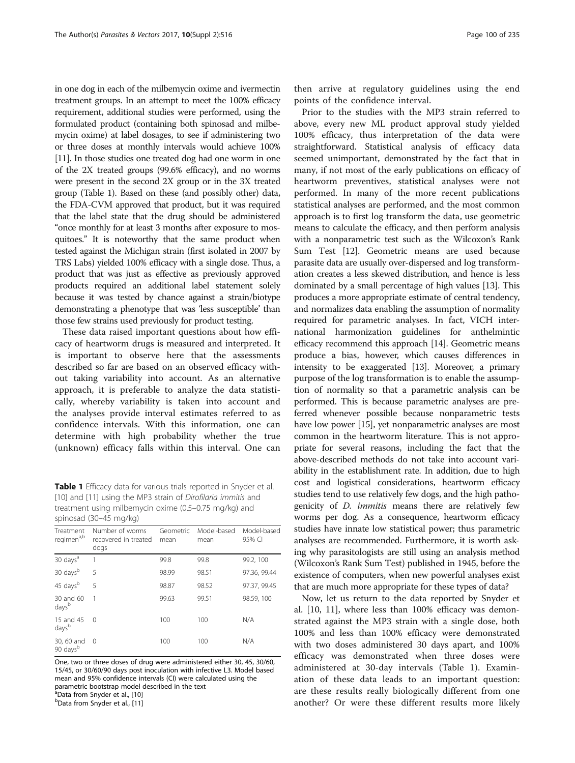in one dog in each of the milbemycin oxime and ivermectin treatment groups. In an attempt to meet the 100% efficacy requirement, additional studies were performed, using the formulated product (containing both spinosad and milbemycin oxime) at label dosages, to see if administering two or three doses at monthly intervals would achieve 100% [11]. In those studies one treated dog had one worm in one of the 2X treated groups (99.6% efficacy), and no worms were present in the second 2X group or in the 3X treated group (Table 1). Based on these (and possibly other) data, the FDA-CVM approved that product, but it was required that the label state that the drug should be administered "once monthly for at least 3 months after exposure to mosquitoes." It is noteworthy that the same product when tested against the Michigan strain (first isolated in 2007 by TRS Labs) yielded 100% efficacy with a single dose. Thus, a product that was just as effective as previously approved products required an additional label statement solely because it was tested by chance against a strain/biotype demonstrating a phenotype that was 'less susceptible' than those few strains used previously for product testing.

These data raised important questions about how efficacy of heartworm drugs is measured and interpreted. It is important to observe here that the assessments described so far are based on an observed efficacy without taking variability into account. As an alternative approach, it is preferable to analyze the data statistically, whereby variability is taken into account and the analyses provide interval estimates referred to as confidence intervals. With this information, one can determine with high probability whether the true (unknown) efficacy falls within this interval. One can then arrive at regulatory guidelines using the end points of the confidence interval.

**Table 1** Efficacy data for various trials reported in Snyder et al. [10] and [11] using the MP3 strain of *Dirofilaria immitis* and treatment using milbemycin oxime (0.5–0.75 mg/kg) and spinosad (30–45 mg/kg)

| Treatment regimen[a,b] | Number of worms recovered in treated dogs | Geometric mean | Model-based mean | Model-based 95% CI |
|---|---|---|---|---|
| 30 days[a] | 1 | 99.8 | 99.8 | 99.2, 100 |
| 30 days[b] | 5 | 98.99 | 98.51 | 97.36, 99.44 |
| 45 days[b] | 5 | 98.87 | 98.52 | 97.37, 99.45 |
| 30 and 60 days[b] | 1 | 99.63 | 99.51 | 98.59, 100 |
| 15 and 45 days[b] | 0 | 100 | 100 | N/A |
| 30, 60 and 90 days[b] | 0 | 100 | 100 | N/A |

One, two or three doses of drug were administered either 30, 45, 30/60, 15/45, or 30/60/90 days post inoculation with infective L3. Model based mean and 95% confidence intervals (CI) were calculated using the parametric bootstrap model described in the text
[a]Data from Snyder et al., [10]
[b]Data from Snyder et al., [11]

Prior to the studies with the MP3 strain referred to above, every new ML product approval study yielded 100% efficacy, thus interpretation of the data were straightforward. Statistical analysis of efficacy data seemed unimportant, demonstrated by the fact that in many, if not most of the early publications on efficacy of heartworm preventives, statistical analyses were not performed. In many of the more recent publications statistical analyses are performed, and the most common approach is to first log transform the data, use geometric means to calculate the efficacy, and then perform analysis with a nonparametric test such as the Wilcoxon's Rank Sum Test [12]. Geometric means are used because parasite data are usually over-dispersed and log transformation creates a less skewed distribution, and hence is less dominated by a small percentage of high values [13]. This produces a more appropriate estimate of central tendency, and normalizes data enabling the assumption of normality required for parametric analyses. In fact, VICH international harmonization guidelines for anthelmintic efficacy recommend this approach [14]. Geometric means produce a bias, however, which causes differences in intensity to be exaggerated [13]. Moreover, a primary purpose of the log transformation is to enable the assumption of normality so that a parametric analysis can be performed. This is because parametric analyses are preferred whenever possible because nonparametric tests have low power [15], yet nonparametric analyses are most common in the heartworm literature. This is not appropriate for several reasons, including the fact that the above-described methods do not take into account variability in the establishment rate. In addition, due to high cost and logistical considerations, heartworm efficacy studies tend to use relatively few dogs, and the high pathogenicity of *D. immitis* means there are relatively few worms per dog. As a consequence, heartworm efficacy studies have innate low statistical power; thus parametric analyses are recommended. Furthermore, it is worth asking why parasitologists are still using an analysis method (Wilcoxon's Rank Sum Test) published in 1945, before the existence of computers, when new powerful analyses exist that are much more appropriate for these types of data?

Now, let us return to the data reported by Snyder et al. [10, 11], where less than 100% efficacy was demonstrated against the MP3 strain with a single dose, both 100% and less than 100% efficacy were demonstrated with two doses administered 30 days apart, and 100% efficacy was demonstrated when three doses were administered at 30-day intervals (Table 1). Examination of these data leads to an important question: are these results really biologically different from one another? Or were these different results more likely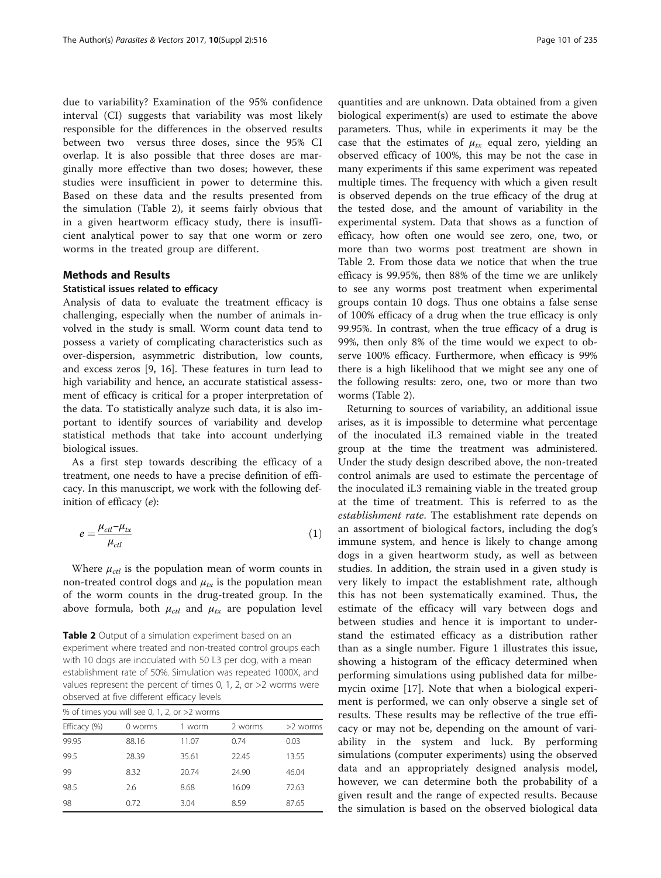due to variability? Examination of the 95% confidence interval (CI) suggests that variability was most likely responsible for the differences in the observed results between two versus three doses, since the 95% CI overlap. It is also possible that three doses are marginally more effective than two doses; however, these studies were insufficient in power to determine this. Based on these data and the results presented from the simulation (Table 2), it seems fairly obvious that in a given heartworm efficacy study, there is insufficient analytical power to say that one worm or zero worms in the treated group are different.

## Methods and Results

### Statistical issues related to efficacy

Analysis of data to evaluate the treatment efficacy is challenging, especially when the number of animals involved in the study is small. Worm count data tend to possess a variety of complicating characteristics such as over-dispersion, asymmetric distribution, low counts, and excess zeros [9, 16]. These features in turn lead to high variability and hence, an accurate statistical assessment of efficacy is critical for a proper interpretation of the data. To statistically analyze such data, it is also important to identify sources of variability and develop statistical methods that take into account underlying biological issues.

As a first step towards describing the efficacy of a treatment, one needs to have a precise definition of efficacy. In this manuscript, we work with the following definition of efficacy ($e$):

$$e = \frac{\mu_{ctl} - \mu_{tx}}{\mu_{ctl}} \tag{1}$$

Where $\mu_{ctl}$ is the population mean of worm counts in non-treated control dogs and $\mu_{tx}$ is the population mean of the worm counts in the drug-treated group. In the above formula, both $\mu_{ctl}$ and $\mu_{tx}$ are population level quantities and are unknown. Data obtained from a given biological experiment(s) are used to estimate the above parameters. Thus, while in experiments it may be the case that the estimates of $\mu_{tx}$ equal zero, yielding an observed efficacy of 100%, this may be not the case in many experiments if this same experiment was repeated multiple times. The frequency with which a given result is observed depends on the true efficacy of the drug at the tested dose, and the amount of variability in the experimental system. Data that shows as a function of efficacy, how often one would see zero, one, two, or more than two worms post treatment are shown in Table 2. From those data we notice that when the true efficacy is 99.95%, then 88% of the time we are unlikely to see any worms post treatment when experimental groups contain 10 dogs. Thus one obtains a false sense of 100% efficacy of a drug when the true efficacy is only 99.95%. In contrast, when the true efficacy of a drug is 99%, then only 8% of the time would we expect to observe 100% efficacy. Furthermore, when efficacy is 99% there is a high likelihood that we might see any one of the following results: zero, one, two or more than two worms (Table 2).

**Table 2** Output of a simulation experiment based on an experiment where treated and non-treated control groups each with 10 dogs are inoculated with 50 L3 per dog, with a mean establishment rate of 50%. Simulation was repeated 1000X, and values represent the percent of times 0, 1, 2, or >2 worms were observed at five different efficacy levels

| % of times you will see 0, 1, 2, or >2 worms | | | | |
|---|---|---|---|---|
| Efficacy (%) | 0 worms | 1 worm | 2 worms | >2 worms |
| 99.95 | 88.16 | 11.07 | 0.74 | 0.03 |
| 99.5 | 28.39 | 35.61 | 22.45 | 13.55 |
| 99 | 8.32 | 20.74 | 24.90 | 46.04 |
| 98.5 | 2.6 | 8.68 | 16.09 | 72.63 |
| 98 | 0.72 | 3.04 | 8.59 | 87.65 |

Returning to sources of variability, an additional issue arises, as it is impossible to determine what percentage of the inoculated iL3 remained viable in the treated group at the time the treatment was administered. Under the study design described above, the non-treated control animals are used to estimate the percentage of the inoculated iL3 remaining viable in the treated group at the time of treatment. This is referred to as the *establishment rate*. The establishment rate depends on an assortment of biological factors, including the dog's immune system, and hence is likely to change among dogs in a given heartworm study, as well as between studies. In addition, the strain used in a given study is very likely to impact the establishment rate, although this has not been systematically examined. Thus, the estimate of the efficacy will vary between dogs and between studies and hence it is important to understand the estimated efficacy as a distribution rather than as a single number. Figure 1 illustrates this issue, showing a histogram of the efficacy determined when performing simulations using published data for milbemycin oxime [17]. Note that when a biological experiment is performed, we can only observe a single set of results. These results may be reflective of the true efficacy or may not be, depending on the amount of variability in the system and luck. By performing simulations (computer experiments) using the observed data and an appropriately designed analysis model, however, we can determine both the probability of a given result and the range of expected results. Because the simulation is based on the observed biological data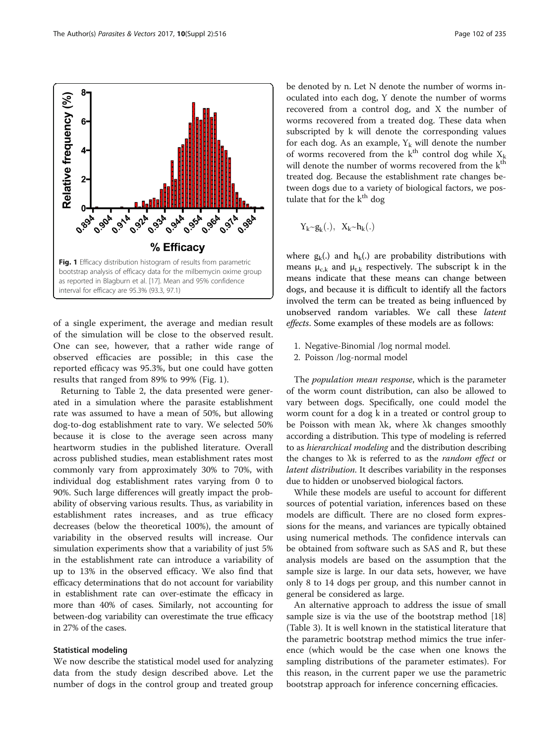**Fig. 1** Efficacy distribution histogram of results from parametric bootstrap analysis of efficacy data for the milbemycin oxime group as reported in Blagburn et al. [17]. Mean and 95% confidence interval for efficacy are 95.3% (93.3, 97.1)

of a single experiment, the average and median result of the simulation will be close to the observed result. One can see, however, that a rather wide range of observed efficacies are possible; in this case the reported efficacy was 95.3%, but one could have gotten results that ranged from 89% to 99% (Fig. 1).

Returning to Table 2, the data presented were generated in a simulation where the parasite establishment rate was assumed to have a mean of 50%, but allowing dog-to-dog establishment rate to vary. We selected 50% because it is close to the average seen across many heartworm studies in the published literature. Overall across published studies, mean establishment rates most commonly vary from approximately 30% to 70%, with individual dog establishment rates varying from 0 to 90%. Such large differences will greatly impact the probability of observing various results. Thus, as variability in establishment rates increases, and as true efficacy decreases (below the theoretical 100%), the amount of variability in the observed results will increase. Our simulation experiments show that a variability of just 5% in the establishment rate can introduce a variability of up to 13% in the observed efficacy. We also find that efficacy determinations that do not account for variability in establishment rate can over-estimate the efficacy in more than 40% of cases. Similarly, not accounting for between-dog variability can overestimate the true efficacy in 27% of the cases.

### Statistical modeling

We now describe the statistical model used for analyzing data from the study design described above. Let the number of dogs in the control group and treated group be denoted by n. Let N denote the number of worms inoculated into each dog, Y denote the number of worms recovered from a control dog, and X the number of worms recovered from a treated dog. These data when subscripted by k will denote the corresponding values for each dog. As an example, $Y_k$ will denote the number of worms recovered from the $k^{th}$ control dog while $X_k$ will denote the number of worms recovered from the $k^{th}$ treated dog. Because the establishment rate changes between dogs due to a variety of biological factors, we postulate that for the $k^{th}$ dog

$$Y_k \sim g_k(.), \quad X_k \sim h_k(.)$$

where $g_k(.)$ and $h_k(.)$ are probability distributions with means $\mu_{c,k}$ and $\mu_{t,k}$ respectively. The subscript k in the means indicate that these means can change between dogs, and because it is difficult to identify all the factors involved the term can be treated as being influenced by unobserved random variables. We call these *latent effects*. Some examples of these models are as follows:

1. Negative-Binomial /log normal model.
2. Poisson /log-normal model

The *population mean response*, which is the parameter of the worm count distribution, can also be allowed to vary between dogs. Specifically, one could model the worm count for a dog k in a treated or control group to be Poisson with mean λk, where λk changes smoothly according a distribution. This type of modeling is referred to as *hierarchical modeling* and the distribution describing the changes to λk is referred to as the *random effect* or *latent distribution*. It describes variability in the responses due to hidden or unobserved biological factors.

While these models are useful to account for different sources of potential variation, inferences based on these models are difficult. There are no closed form expressions for the means, and variances are typically obtained using numerical methods. The confidence intervals can be obtained from software such as SAS and R, but these analysis models are based on the assumption that the sample size is large. In our data sets, however, we have only 8 to 14 dogs per group, and this number cannot in general be considered as large.

An alternative approach to address the issue of small sample size is via the use of the bootstrap method [18] (Table 3). It is well known in the statistical literature that the parametric bootstrap method mimics the true inference (which would be the case when one knows the sampling distributions of the parameter estimates). For this reason, in the current paper we use the parametric bootstrap approach for inference concerning efficacies.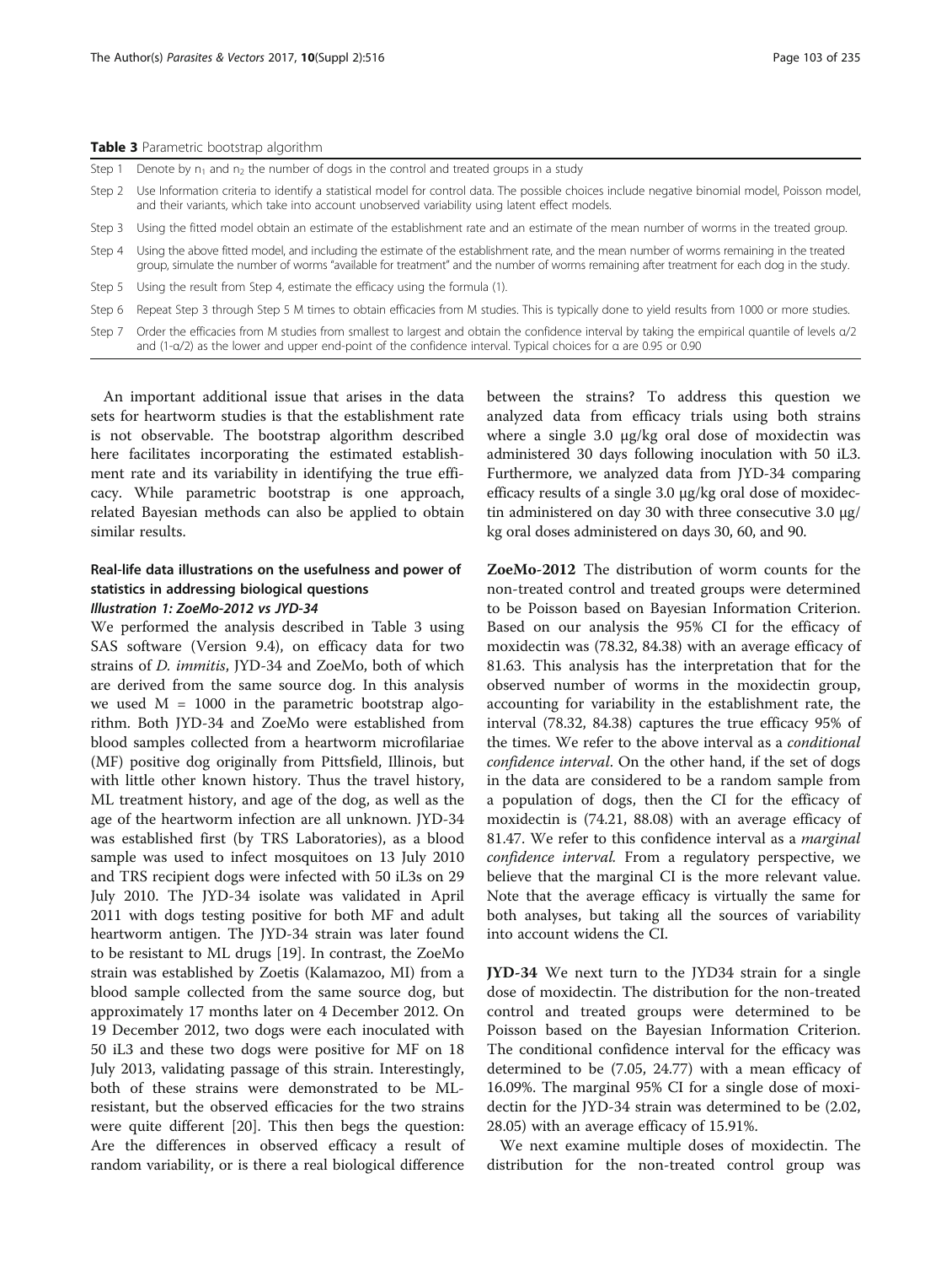**Table 3** Parametric bootstrap algorithm

| | |
|---|---|
| Step 1 | Denote by $n_1$ and $n_2$ the number of dogs in the control and treated groups in a study |
| Step 2 | Use Information criteria to identify a statistical model for control data. The possible choices include negative binomial model, Poisson model, and their variants, which take into account unobserved variability using latent effect models. |
| Step 3 | Using the fitted model obtain an estimate of the establishment rate and an estimate of the mean number of worms in the treated group. |
| Step 4 | Using the above fitted model, and including the estimate of the establishment rate, and the mean number of worms remaining in the treated group, simulate the number of worms "available for treatment" and the number of worms remaining after treatment for each dog in the study. |
| Step 5 | Using the result from Step 4, estimate the efficacy using the formula (1). |
| Step 6 | Repeat Step 3 through Step 5 M times to obtain efficacies from M studies. This is typically done to yield results from 1000 or more studies. |
| Step 7 | Order the efficacies from M studies from smallest to largest and obtain the confidence interval by taking the empirical quantile of levels α/2 and (1-α/2) as the lower and upper end-point of the confidence interval. Typical choices for α are 0.95 or 0.90 |

An important additional issue that arises in the data sets for heartworm studies is that the establishment rate is not observable. The bootstrap algorithm described here facilitates incorporating the estimated establishment rate and its variability in identifying the true efficacy. While parametric bootstrap is one approach, related Bayesian methods can also be applied to obtain similar results.

## Real-life data illustrations on the usefulness and power of statistics in addressing biological questions

### *Illustration 1: ZoeMo-2012 vs JYD-34*

We performed the analysis described in Table 3 using SAS software (Version 9.4), on efficacy data for two strains of *D. immitis*, JYD-34 and ZoeMo, both of which are derived from the same source dog. In this analysis we used M = 1000 in the parametric bootstrap algorithm. Both JYD-34 and ZoeMo were established from blood samples collected from a heartworm microfilariae (MF) positive dog originally from Pittsfield, Illinois, but with little other known history. Thus the travel history, ML treatment history, and age of the dog, as well as the age of the heartworm infection are all unknown. JYD-34 was established first (by TRS Laboratories), as a blood sample was used to infect mosquitoes on 13 July 2010 and TRS recipient dogs were infected with 50 iL3s on 29 July 2010. The JYD-34 isolate was validated in April 2011 with dogs testing positive for both MF and adult heartworm antigen. The JYD-34 strain was later found to be resistant to ML drugs [19]. In contrast, the ZoeMo strain was established by Zoetis (Kalamazoo, MI) from a blood sample collected from the same source dog, but approximately 17 months later on 4 December 2012. On 19 December 2012, two dogs were each inoculated with 50 iL3 and these two dogs were positive for MF on 18 July 2013, validating passage of this strain. Interestingly, both of these strains were demonstrated to be ML-resistant, but the observed efficacies for the two strains were quite different [20]. This then begs the question: Are the differences in observed efficacy a result of random variability, or is there a real biological difference between the strains? To address this question we analyzed data from efficacy trials using both strains where a single 3.0 μg/kg oral dose of moxidectin was administered 30 days following inoculation with 50 iL3. Furthermore, we analyzed data from JYD-34 comparing efficacy results of a single 3.0 μg/kg oral dose of moxidectin administered on day 30 with three consecutive 3.0 μg/kg oral doses administered on days 30, 60, and 90.

**ZoeMo-2012** The distribution of worm counts for the non-treated control and treated groups were determined to be Poisson based on Bayesian Information Criterion. Based on our analysis the 95% CI for the efficacy of moxidectin was (78.32, 84.38) with an average efficacy of 81.63. This analysis has the interpretation that for the observed number of worms in the moxidectin group, accounting for variability in the establishment rate, the interval (78.32, 84.38) captures the true efficacy 95% of the times. We refer to the above interval as a *conditional confidence interval*. On the other hand, if the set of dogs in the data are considered to be a random sample from a population of dogs, then the CI for the efficacy of moxidectin is (74.21, 88.08) with an average efficacy of 81.47. We refer to this confidence interval as a *marginal confidence interval*. From a regulatory perspective, we believe that the marginal CI is the more relevant value. Note that the average efficacy is virtually the same for both analyses, but taking all the sources of variability into account widens the CI.

**JYD-34** We next turn to the JYD34 strain for a single dose of moxidectin. The distribution for the non-treated control and treated groups were determined to be Poisson based on the Bayesian Information Criterion. The conditional confidence interval for the efficacy was determined to be (7.05, 24.77) with a mean efficacy of 16.09%. The marginal 95% CI for a single dose of moxidectin for the JYD-34 strain was determined to be (2.02, 28.05) with an average efficacy of 15.91%.

We next examine multiple doses of moxidectin. The distribution for the non-treated control group was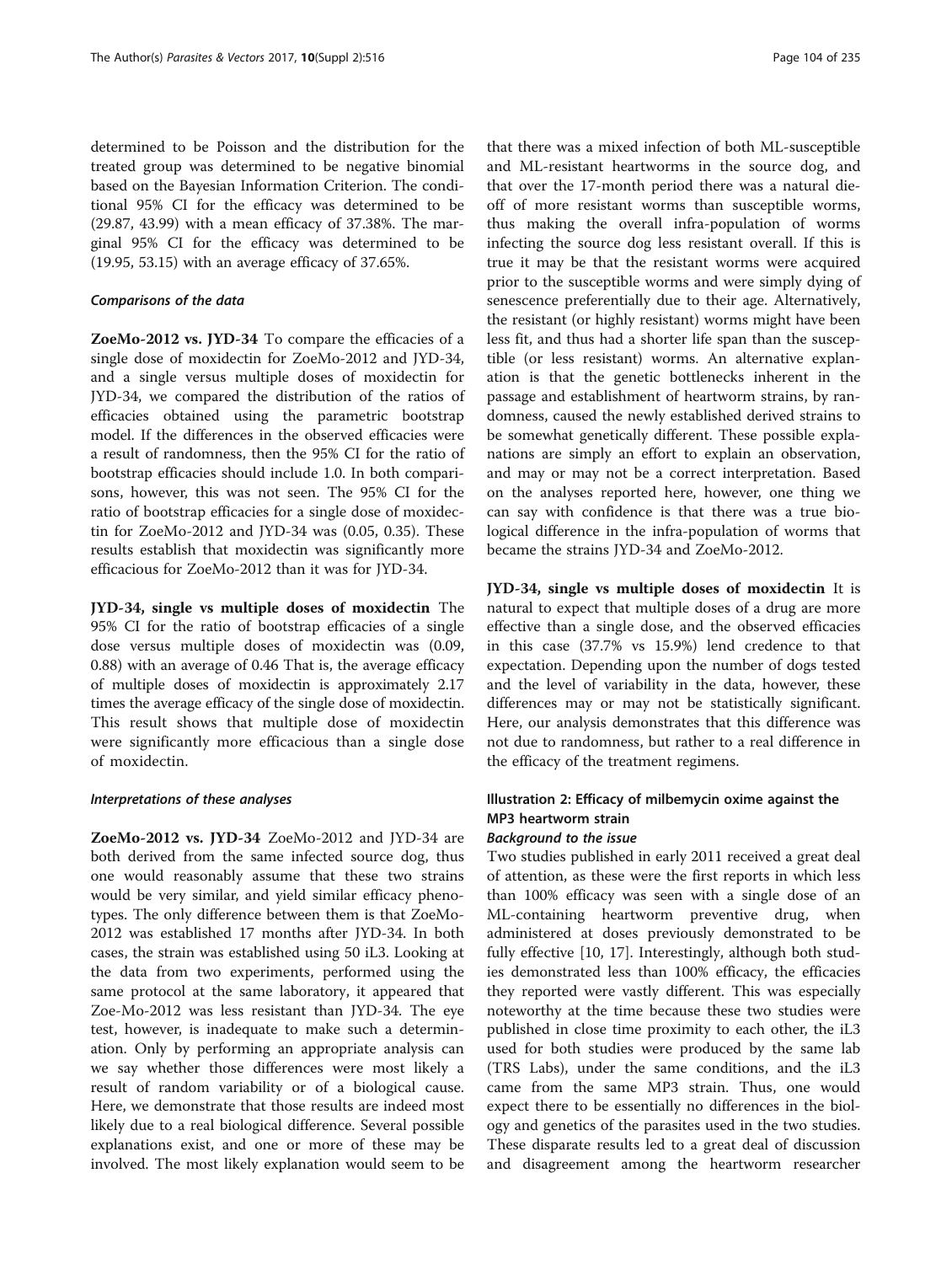determined to be Poisson and the distribution for the treated group was determined to be negative binomial based on the Bayesian Information Criterion. The conditional 95% CI for the efficacy was determined to be (29.87, 43.99) with a mean efficacy of 37.38%. The marginal 95% CI for the efficacy was determined to be (19.95, 53.15) with an average efficacy of 37.65%.

#### *Comparisons of the data*

**ZoeMo-2012 vs. JYD-34** To compare the efficacies of a single dose of moxidectin for ZoeMo-2012 and JYD-34, and a single versus multiple doses of moxidectin for JYD-34, we compared the distribution of the ratios of efficacies obtained using the parametric bootstrap model. If the differences in the observed efficacies were a result of randomness, then the 95% CI for the ratio of bootstrap efficacies should include 1.0. In both comparisons, however, this was not seen. The 95% CI for the ratio of bootstrap efficacies for a single dose of moxidectin for ZoeMo-2012 and JYD-34 was (0.05, 0.35). These results establish that moxidectin was significantly more efficacious for ZoeMo-2012 than it was for JYD-34.

**JYD-34, single vs multiple doses of moxidectin** The 95% CI for the ratio of bootstrap efficacies of a single dose versus multiple doses of moxidectin was (0.09, 0.88) with an average of 0.46 That is, the average efficacy of multiple doses of moxidectin is approximately 2.17 times the average efficacy of the single dose of moxidectin. This result shows that multiple dose of moxidectin were significantly more efficacious than a single dose of moxidectin.

#### *Interpretations of these analyses*

**ZoeMo-2012 vs. JYD-34** ZoeMo-2012 and JYD-34 are both derived from the same infected source dog, thus one would reasonably assume that these two strains would be very similar, and yield similar efficacy phenotypes. The only difference between them is that ZoeMo-2012 was established 17 months after JYD-34. In both cases, the strain was established using 50 iL3. Looking at the data from two experiments, performed using the same protocol at the same laboratory, it appeared that Zoe-Mo-2012 was less resistant than JYD-34. The eye test, however, is inadequate to make such a determination. Only by performing an appropriate analysis can we say whether those differences were most likely a result of random variability or of a biological cause. Here, we demonstrate that those results are indeed most likely due to a real biological difference. Several possible explanations exist, and one or more of these may be involved. The most likely explanation would seem to be that there was a mixed infection of both ML-susceptible and ML-resistant heartworms in the source dog, and that over the 17-month period there was a natural die-off of more resistant worms than susceptible worms, thus making the overall infra-population of worms infecting the source dog less resistant overall. If this is true it may be that the resistant worms were acquired prior to the susceptible worms and were simply dying of senescence preferentially due to their age. Alternatively, the resistant (or highly resistant) worms might have been less fit, and thus had a shorter life span than the susceptible (or less resistant) worms. An alternative explanation is that the genetic bottlenecks inherent in the passage and establishment of heartworm strains, by randomness, caused the newly established derived strains to be somewhat genetically different. These possible explanations are simply an effort to explain an observation, and may or may not be a correct interpretation. Based on the analyses reported here, however, one thing we can say with confidence is that there was a true biological difference in the infra-population of worms that became the strains JYD-34 and ZoeMo-2012.

**JYD-34, single vs multiple doses of moxidectin** It is natural to expect that multiple doses of a drug are more effective than a single dose, and the observed efficacies in this case (37.7% vs 15.9%) lend credence to that expectation. Depending upon the number of dogs tested and the level of variability in the data, however, these differences may or may not be statistically significant. Here, our analysis demonstrates that this difference was not due to randomness, but rather to a real difference in the efficacy of the treatment regimens.

### Illustration 2: Efficacy of milbemycin oxime against the MP3 heartworm strain

#### *Background to the issue*

Two studies published in early 2011 received a great deal of attention, as these were the first reports in which less than 100% efficacy was seen with a single dose of an ML-containing heartworm preventive drug, when administered at doses previously demonstrated to be fully effective [10, 17]. Interestingly, although both studies demonstrated less than 100% efficacy, the efficacies they reported were vastly different. This was especially noteworthy at the time because these two studies were published in close time proximity to each other, the iL3 used for both studies were produced by the same lab (TRS Labs), under the same conditions, and the iL3 came from the same MP3 strain. Thus, one would expect there to be essentially no differences in the biology and genetics of the parasites used in the two studies. These disparate results led to a great deal of discussion and disagreement among the heartworm researcher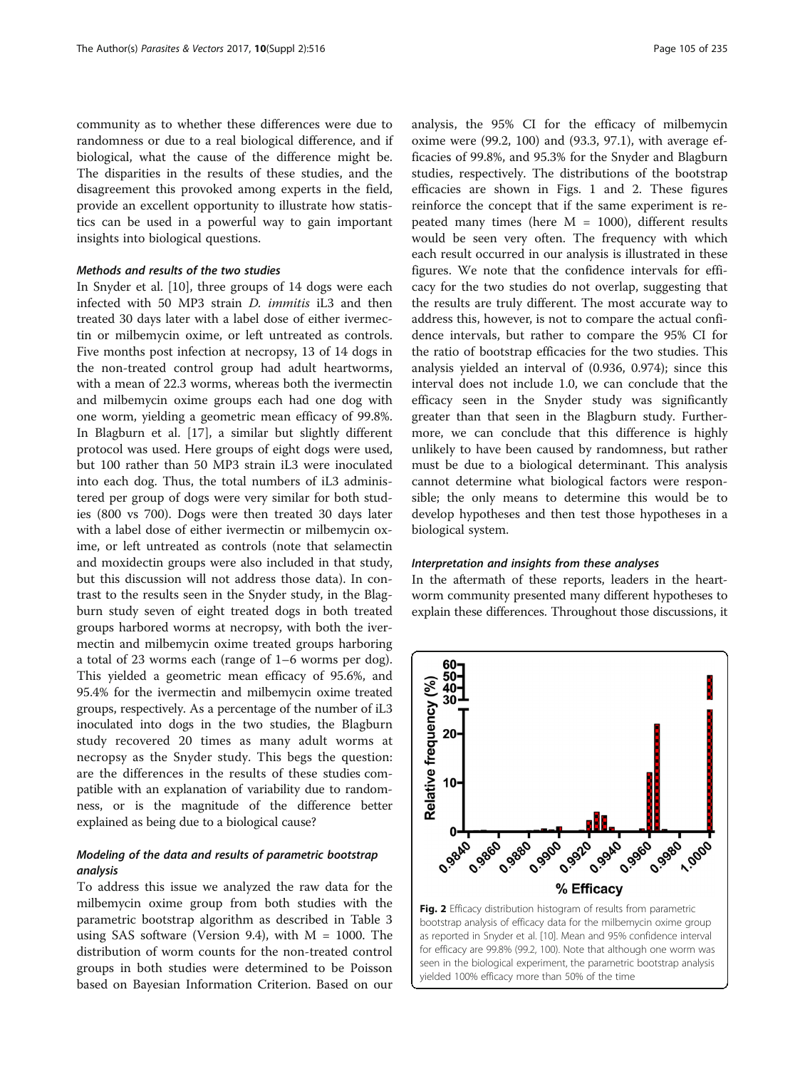community as to whether these differences were due to randomness or due to a real biological difference, and if biological, what the cause of the difference might be. The disparities in the results of these studies, and the disagreement this provoked among experts in the field, provide an excellent opportunity to illustrate how statistics can be used in a powerful way to gain important insights into biological questions.

#### *Methods and results of the two studies*

In Snyder et al. [10], three groups of 14 dogs were each infected with 50 MP3 strain *D. immitis* iL3 and then treated 30 days later with a label dose of either ivermectin or milbemycin oxime, or left untreated as controls. Five months post infection at necropsy, 13 of 14 dogs in the non-treated control group had adult heartworms, with a mean of 22.3 worms, whereas both the ivermectin and milbemycin oxime groups each had one dog with one worm, yielding a geometric mean efficacy of 99.8%. In Blagburn et al. [17], a similar but slightly different protocol was used. Here groups of eight dogs were used, but 100 rather than 50 MP3 strain iL3 were inoculated into each dog. Thus, the total numbers of iL3 administered per group of dogs were very similar for both studies (800 vs 700). Dogs were then treated 30 days later with a label dose of either ivermectin or milbemycin oxime, or left untreated as controls (note that selamectin and moxidectin groups were also included in that study, but this discussion will not address those data). In contrast to the results seen in the Snyder study, in the Blagburn study seven of eight treated dogs in both treated groups harbored worms at necropsy, with both the ivermectin and milbemycin oxime treated groups harboring a total of 23 worms each (range of 1–6 worms per dog). This yielded a geometric mean efficacy of 95.6%, and 95.4% for the ivermectin and milbemycin oxime treated groups, respectively. As a percentage of the number of iL3 inoculated into dogs in the two studies, the Blagburn study recovered 20 times as many adult worms at necropsy as the Snyder study. This begs the question: are the differences in the results of these studies compatible with an explanation of variability due to randomness, or is the magnitude of the difference better explained as being due to a biological cause?

#### *Modeling of the data and results of parametric bootstrap analysis*

To address this issue we analyzed the raw data for the milbemycin oxime group from both studies with the parametric bootstrap algorithm as described in Table 3 using SAS software (Version 9.4), with M = 1000. The distribution of worm counts for the non-treated control groups in both studies were determined to be Poisson based on Bayesian Information Criterion. Based on our analysis, the 95% CI for the efficacy of milbemycin oxime were (99.2, 100) and (93.3, 97.1), with average efficacies of 99.8%, and 95.3% for the Snyder and Blagburn studies, respectively. The distributions of the bootstrap efficacies are shown in Figs. 1 and 2. These figures reinforce the concept that if the same experiment is repeated many times (here M = 1000), different results would be seen very often. The frequency with which each result occurred in our analysis is illustrated in these figures. We note that the confidence intervals for efficacy for the two studies do not overlap, suggesting that the results are truly different. The most accurate way to address this, however, is not to compare the actual confidence intervals, but rather to compare the 95% CI for the ratio of bootstrap efficacies for the two studies. This analysis yielded an interval of (0.936, 0.974); since this interval does not include 1.0, we can conclude that the efficacy seen in the Snyder study was significantly greater than that seen in the Blagburn study. Furthermore, we can conclude that this difference is highly unlikely to have been caused by randomness, but rather must be due to a biological determinant. This analysis cannot determine what biological factors were responsible; the only means to determine this would be to develop hypotheses and then test those hypotheses in a biological system.

#### *Interpretation and insights from these analyses*

In the aftermath of these reports, leaders in the heartworm community presented many different hypotheses to explain these differences. Throughout those discussions, it

**Fig. 2** Efficacy distribution histogram of results from parametric bootstrap analysis of efficacy data for the milbemycin oxime group as reported in Snyder et al. [10]. Mean and 95% confidence interval for efficacy are 99.8% (99.2, 100). Note that although one worm was seen in the biological experiment, the parametric bootstrap analysis yielded 100% efficacy more than 50% of the time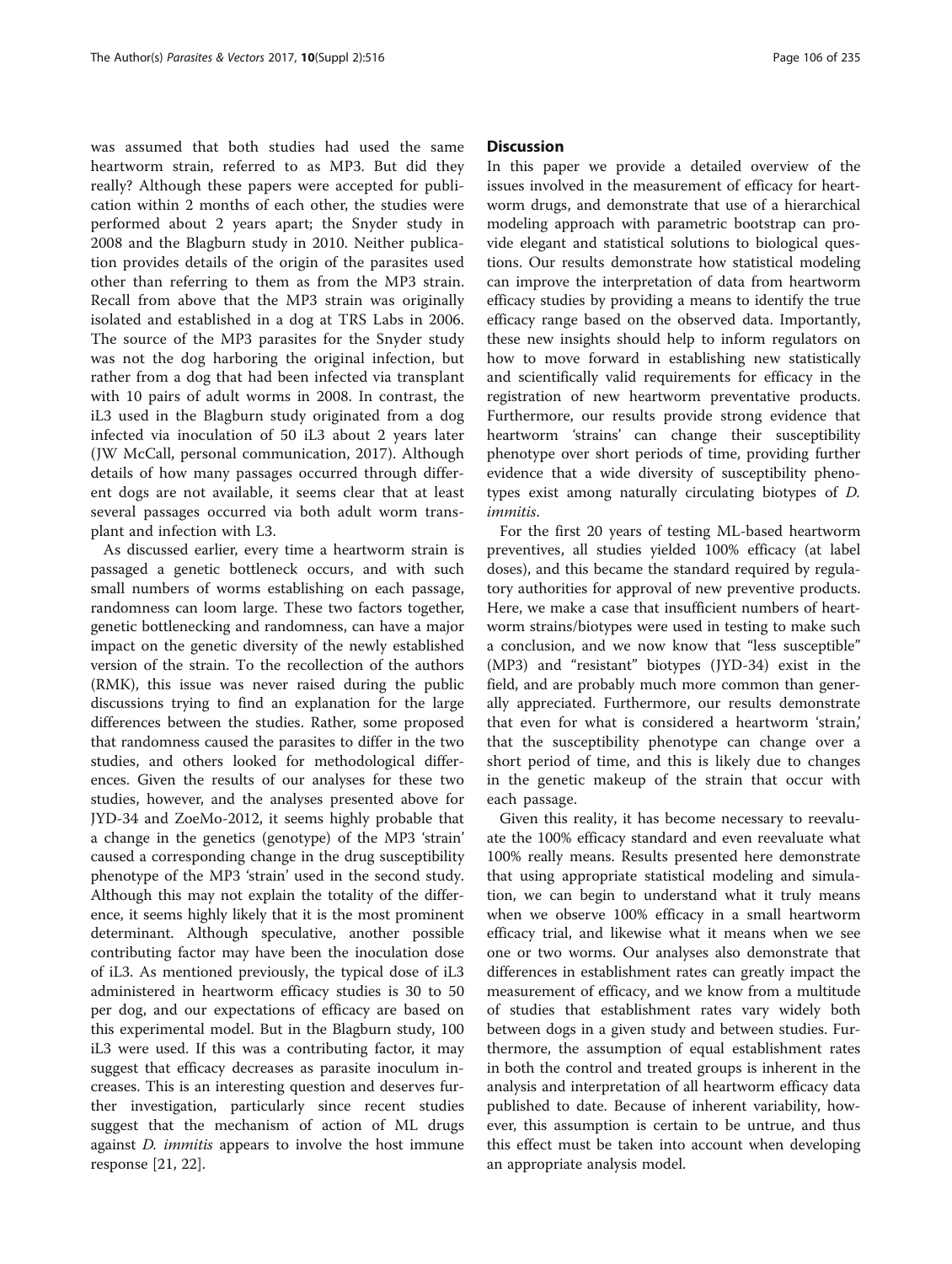was assumed that both studies had used the same heartworm strain, referred to as MP3. But did they really? Although these papers were accepted for publication within 2 months of each other, the studies were performed about 2 years apart; the Snyder study in 2008 and the Blagburn study in 2010. Neither publication provides details of the origin of the parasites used other than referring to them as from the MP3 strain. Recall from above that the MP3 strain was originally isolated and established in a dog at TRS Labs in 2006. The source of the MP3 parasites for the Snyder study was not the dog harboring the original infection, but rather from a dog that had been infected via transplant with 10 pairs of adult worms in 2008. In contrast, the iL3 used in the Blagburn study originated from a dog infected via inoculation of 50 iL3 about 2 years later (JW McCall, personal communication, 2017). Although details of how many passages occurred through different dogs are not available, it seems clear that at least several passages occurred via both adult worm transplant and infection with L3.

As discussed earlier, every time a heartworm strain is passaged a genetic bottleneck occurs, and with such small numbers of worms establishing on each passage, randomness can loom large. These two factors together, genetic bottlenecking and randomness, can have a major impact on the genetic diversity of the newly established version of the strain. To the recollection of the authors (RMK), this issue was never raised during the public discussions trying to find an explanation for the large differences between the studies. Rather, some proposed that randomness caused the parasites to differ in the two studies, and others looked for methodological differences. Given the results of our analyses for these two studies, however, and the analyses presented above for JYD-34 and ZoeMo-2012, it seems highly probable that a change in the genetics (genotype) of the MP3 'strain' caused a corresponding change in the drug susceptibility phenotype of the MP3 'strain' used in the second study. Although this may not explain the totality of the difference, it seems highly likely that it is the most prominent determinant. Although speculative, another possible contributing factor may have been the inoculation dose of iL3. As mentioned previously, the typical dose of iL3 administered in heartworm efficacy studies is 30 to 50 per dog, and our expectations of efficacy are based on this experimental model. But in the Blagburn study, 100 iL3 were used. If this was a contributing factor, it may suggest that efficacy decreases as parasite inoculum increases. This is an interesting question and deserves further investigation, particularly since recent studies suggest that the mechanism of action of ML drugs against *D. immitis* appears to involve the host immune response [21, 22].

## Discussion

In this paper we provide a detailed overview of the issues involved in the measurement of efficacy for heartworm drugs, and demonstrate that use of a hierarchical modeling approach with parametric bootstrap can provide elegant and statistical solutions to biological questions. Our results demonstrate how statistical modeling can improve the interpretation of data from heartworm efficacy studies by providing a means to identify the true efficacy range based on the observed data. Importantly, these new insights should help to inform regulators on how to move forward in establishing new statistically and scientifically valid requirements for efficacy in the registration of new heartworm preventative products. Furthermore, our results provide strong evidence that heartworm 'strains' can change their susceptibility phenotype over short periods of time, providing further evidence that a wide diversity of susceptibility phenotypes exist among naturally circulating biotypes of *D. immitis*.

For the first 20 years of testing ML-based heartworm preventives, all studies yielded 100% efficacy (at label doses), and this became the standard required by regulatory authorities for approval of new preventive products. Here, we make a case that insufficient numbers of heartworm strains/biotypes were used in testing to make such a conclusion, and we now know that "less susceptible" (MP3) and "resistant" biotypes (JYD-34) exist in the field, and are probably much more common than generally appreciated. Furthermore, our results demonstrate that even for what is considered a heartworm 'strain,' that the susceptibility phenotype can change over a short period of time, and this is likely due to changes in the genetic makeup of the strain that occur with each passage.

Given this reality, it has become necessary to reevaluate the 100% efficacy standard and even reevaluate what 100% really means. Results presented here demonstrate that using appropriate statistical modeling and simulation, we can begin to understand what it truly means when we observe 100% efficacy in a small heartworm efficacy trial, and likewise what it means when we see one or two worms. Our analyses also demonstrate that differences in establishment rates can greatly impact the measurement of efficacy, and we know from a multitude of studies that establishment rates vary widely both between dogs in a given study and between studies. Furthermore, the assumption of equal establishment rates in both the control and treated groups is inherent in the analysis and interpretation of all heartworm efficacy data published to date. Because of inherent variability, however, this assumption is certain to be untrue, and thus this effect must be taken into account when developing an appropriate analysis model.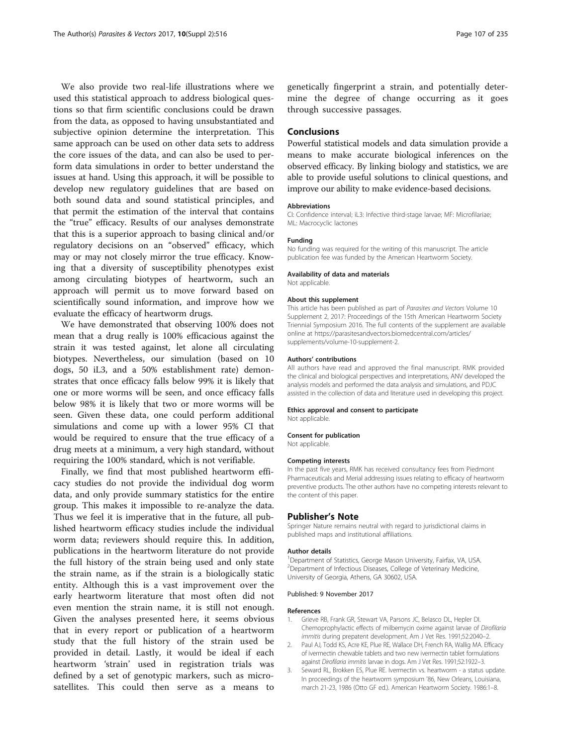We also provide two real-life illustrations where we used this statistical approach to address biological questions so that firm scientific conclusions could be drawn from the data, as opposed to having unsubstantiated and subjective opinion determine the interpretation. This same approach can be used on other data sets to address the core issues of the data, and can also be used to perform data simulations in order to better understand the issues at hand. Using this approach, it will be possible to develop new regulatory guidelines that are based on both sound data and sound statistical principles, and that permit the estimation of the interval that contains the "true" efficacy. Results of our analyses demonstrate that this is a superior approach to basing clinical and/or regulatory decisions on an "observed" efficacy, which may or may not closely mirror the true efficacy. Knowing that a diversity of susceptibility phenotypes exist among circulating biotypes of heartworm, such an approach will permit us to move forward based on scientifically sound information, and improve how we evaluate the efficacy of heartworm drugs.

We have demonstrated that observing 100% does not mean that a drug really is 100% efficacious against the strain it was tested against, let alone all circulating biotypes. Nevertheless, our simulation (based on 10 dogs, 50 iL3, and a 50% establishment rate) demonstrates that once efficacy falls below 99% it is likely that one or more worms will be seen, and once efficacy falls below 98% it is likely that two or more worms will be seen. Given these data, one could perform additional simulations and come up with a lower 95% CI that would be required to ensure that the true efficacy of a drug meets at a minimum, a very high standard, without requiring the 100% standard, which is not verifiable.

Finally, we find that most published heartworm efficacy studies do not provide the individual dog worm data, and only provide summary statistics for the entire group. This makes it impossible to re-analyze the data. Thus we feel it is imperative that in the future, all published heartworm efficacy studies include the individual worm data; reviewers should require this. In addition, publications in the heartworm literature do not provide the full history of the strain being used and only state the strain name, as if the strain is a biologically static entity. Although this is a vast improvement over the early heartworm literature that most often did not even mention the strain name, it is still not enough. Given the analyses presented here, it seems obvious that in every report or publication of a heartworm study that the full history of the strain used be provided in detail. Lastly, it would be ideal if each heartworm 'strain' used in registration trials was defined by a set of genotypic markers, such as microsatellites. This could then serve as a means to genetically fingerprint a strain, and potentially determine the degree of change occurring as it goes through successive passages.

## Conclusions

Powerful statistical models and data simulation provide a means to make accurate biological inferences on the observed efficacy. By linking biology and statistics, we are able to provide useful solutions to clinical questions, and improve our ability to make evidence-based decisions.

#### Abbreviations

CI: Confidence interval; iL3: Infective third-stage larvae; MF: Microfilariae; ML: Macrocyclic lactones

#### Funding

No funding was required for the writing of this manuscript. The article publication fee was funded by the American Heartworm Society.

#### Availability of data and materials

Not applicable.

#### About this supplement

This article has been published as part of *Parasites and Vectors* Volume 10 Supplement 2, 2017: Proceedings of the 15th American Heartworm Society Triennial Symposium 2016. The full contents of the supplement are available online at https://parasitesandvectors.biomedcentral.com/articles/supplements/volume-10-supplement-2.

#### Authors' contributions

All authors have read and approved the final manuscript. RMK provided the clinical and biological perspectives and interpretations, ANV developed the analysis models and performed the data analysis and simulations, and PDJC assisted in the collection of data and literature used in developing this project.

#### Ethics approval and consent to participate

Not applicable.

#### Consent for publication

Not applicable.

#### Competing interests

In the past five years, RMK has received consultancy fees from Piedmont Pharmaceuticals and Merial addressing issues relating to efficacy of heartworm preventive products. The other authors have no competing interests relevant to the content of this paper.

## Publisher's Note

Springer Nature remains neutral with regard to jurisdictional claims in published maps and institutional affiliations.

#### Author details

[1]Department of Statistics, George Mason University, Fairfax, VA, USA. [2]Department of Infectious Diseases, College of Veterinary Medicine, University of Georgia, Athens, GA 30602, USA.

Published: 9 November 2017

#### References

1. Grieve RB, Frank GR, Stewart VA, Parsons JC, Belasco DL, Hepler DI. Chemoprophylactic effects of milbemycin oxime against larvae of *Dirofilaria immitis* during prepatent development. Am J Vet Res. 1991;52:2040–2.
2. Paul AJ, Todd KS, Acre KE, Plue RE, Wallace DH, French RA, Wallig MA. Efficacy of ivermectin chewable tablets and two new ivermectin tablet formulations against *Dirofilaria immitis* larvae in dogs. Am J Vet Res. 1991;52:1922–3.
3. Seward RL, Brokken ES, Plue RE. Ivermectin vs. heartworm - a status update. In proceedings of the heartworm symposium '86, New Orleans, Louisiana, march 21-23, 1986 (Otto GF ed.). American Heartworm Society. 1986:1–8.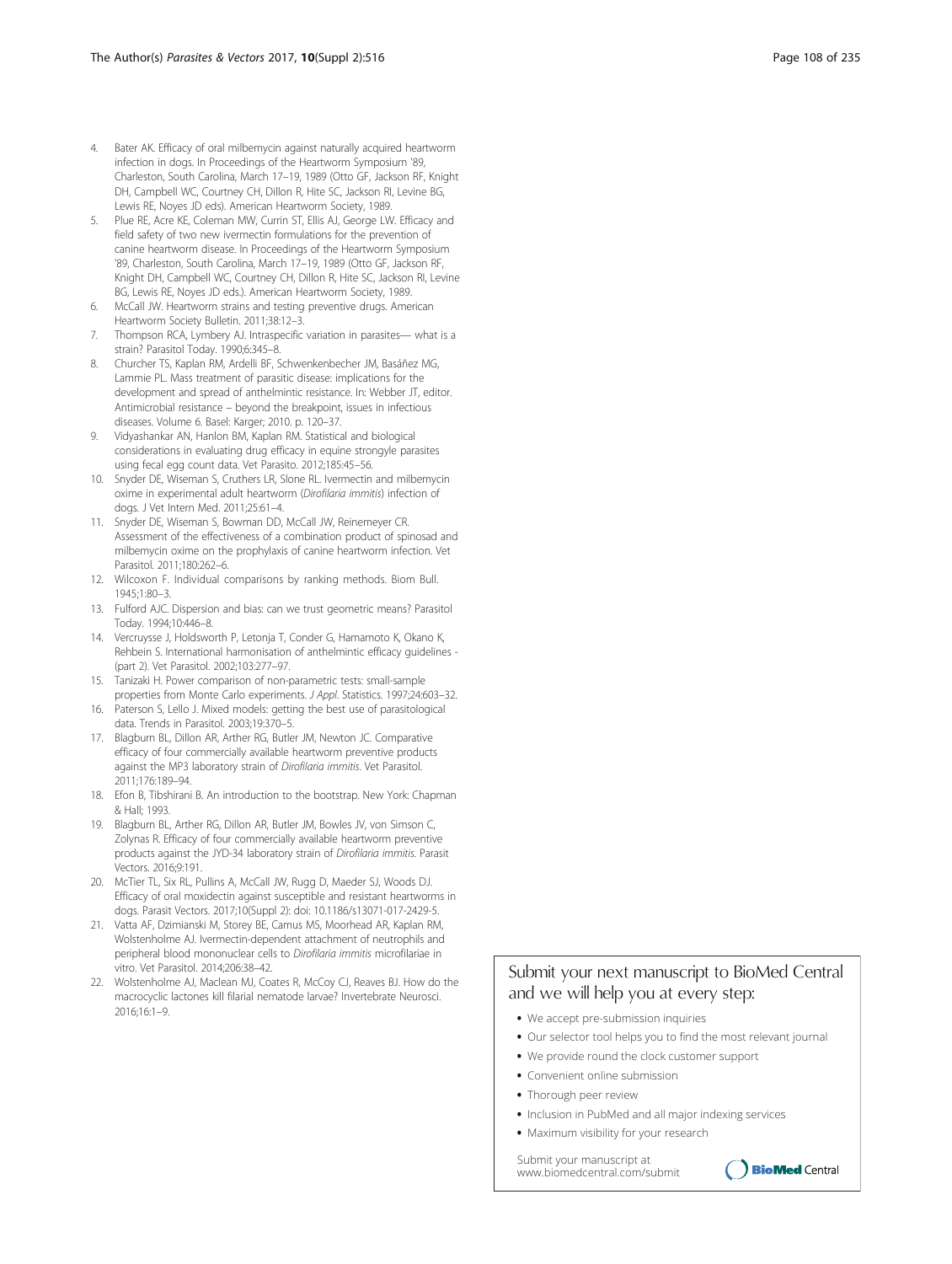4. Bater AK. Efficacy of oral milbemycin against naturally acquired heartworm infection in dogs. In Proceedings of the Heartworm Symposium '89, Charleston, South Carolina, March 17–19, 1989 (Otto GF, Jackson RF, Knight DH, Campbell WC, Courtney CH, Dillon R, Hite SC, Jackson RI, Levine BG, Lewis RE, Noyes JD eds). American Heartworm Society, 1989.
5. Plue RE, Acre KE, Coleman MW, Currin ST, Ellis AJ, George LW. Efficacy and field safety of two new ivermectin formulations for the prevention of canine heartworm disease. In Proceedings of the Heartworm Symposium '89, Charleston, South Carolina, March 17–19, 1989 (Otto GF, Jackson RF, Knight DH, Campbell WC, Courtney CH, Dillon R, Hite SC, Jackson RI, Levine BG, Lewis RE, Noyes JD eds.). American Heartworm Society, 1989.
6. McCall JW. Heartworm strains and testing preventive drugs. American Heartworm Society Bulletin. 2011;38:12–3.
7. Thompson RCA, Lymbery AJ. Intraspecific variation in parasites— what is a strain? Parasitol Today. 1990;6:345–8.
8. Churcher TS, Kaplan RM, Ardelli BF, Schwenkenbecher JM, Basáñez MG, Lammie PL. Mass treatment of parasitic disease: implications for the development and spread of anthelmintic resistance. In: Webber JT, editor. Antimicrobial resistance – beyond the breakpoint, issues in infectious diseases. Volume 6. Basel: Karger; 2010. p. 120–37.
9. Vidyashankar AN, Hanlon BM, Kaplan RM. Statistical and biological considerations in evaluating drug efficacy in equine strongyle parasites using fecal egg count data. Vet Parasito. 2012;185:45–56.
10. Snyder DE, Wiseman S, Cruthers LR, Slone RL. Ivermectin and milbemycin oxime in experimental adult heartworm (*Dirofilaria immitis*) infection of dogs. J Vet Intern Med. 2011;25:61–4.
11. Snyder DE, Wiseman S, Bowman DD, McCall JW, Reinemeyer CR. Assessment of the effectiveness of a combination product of spinosad and milbemycin oxime on the prophylaxis of canine heartworm infection. Vet Parasitol. 2011;180:262–6.
12. Wilcoxon F. Individual comparisons by ranking methods. Biom Bull. 1945;1:80–3.
13. Fulford AJC. Dispersion and bias: can we trust geometric means? Parasitol Today. 1994;10:446–8.
14. Vercruysse J, Holdsworth P, Letonja T, Conder G, Hamamoto K, Okano K, Rehbein S. International harmonisation of anthelmintic efficacy guidelines - (part 2). Vet Parasitol. 2002;103:277–97.
15. Tanizaki H. Power comparison of non-parametric tests: small-sample properties from Monte Carlo experiments. *J Appl*. Statistics. 1997;24:603–32.
16. Paterson S, Lello J. Mixed models: getting the best use of parasitological data. Trends in Parasitol. 2003;19:370–5.
17. Blagburn BL, Dillon AR, Arther RG, Butler JM, Newton JC. Comparative efficacy of four commercially available heartworm preventive products against the MP3 laboratory strain of *Dirofilaria immitis*. Vet Parasitol. 2011;176:189–94.
18. Efon B, Tibshirani B. An introduction to the bootstrap. New York: Chapman & Hall; 1993.
19. Blagburn BL, Arther RG, Dillon AR, Butler JM, Bowles JV, von Simson C, Zolynas R. Efficacy of four commercially available heartworm preventive products against the JYD-34 laboratory strain of *Dirofilaria immitis*. Parasit Vectors. 2016;9:191.
20. McTier TL, Six RL, Pullins A, McCall JW, Rugg D, Maeder SJ, Woods DJ. Efficacy of oral moxidectin against susceptible and resistant heartworms in dogs. Parasit Vectors. 2017;10(Suppl 2): doi: 10.1186/s13071-017-2429-5.
21. Vatta AF, Dzimianski M, Storey BE, Camus MS, Moorhead AR, Kaplan RM, Wolstenholme AJ. Ivermectin-dependent attachment of neutrophils and peripheral blood mononuclear cells to *Dirofilaria immitis* microfilariae in vitro. Vet Parasitol. 2014;206:38–42.
22. Wolstenholme AJ, Maclean MJ, Coates R, McCoy CJ, Reaves BJ. How do the macrocyclic lactones kill filarial nematode larvae? Invertebrate Neurosci. 2016;16:1–9.

Submit your next manuscript to BioMed Central and we will help you at every step:

- We accept pre-submission inquiries
- Our selector tool helps you to find the most relevant journal
- We provide round the clock customer support
- Convenient online submission
- Thorough peer review
- Inclusion in PubMed and all major indexing services
- Maximum visibility for your research

Submit your manuscript at
www.biomedcentral.com/submit

BioMed Central